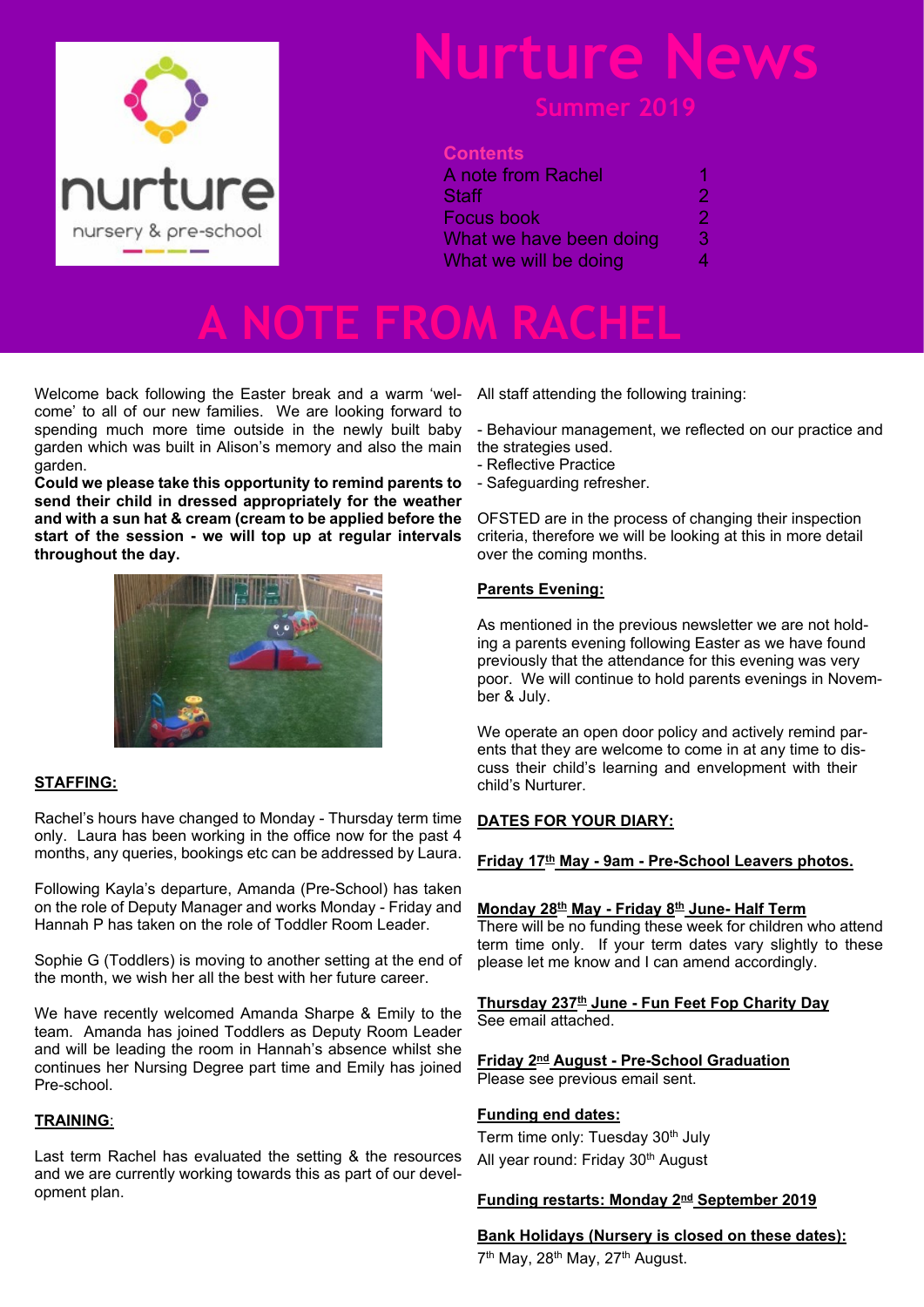nurture

nursery & pre-school

# Nurture News

## Summer 2019

**Contents**

| | |
|---|---|
| A note from Rachel | 1 |
| Staff | 2 |
| Focus book | 2 |
| What we have been doing | 3 |
| What we will be doing | 4 |

# A NOTE FROM RACHEL

Welcome back following the Easter break and a warm 'welcome' to all of our new families. We are looking forward to spending much more time outside in the newly built baby garden which was built in Alison's memory and also the main garden.

**Could we please take this opportunity to remind parents to send their child in dressed appropriately for the weather and with a sun hat & cream (cream to be applied before the start of the session - we will top up at regular intervals throughout the day.**

**STAFFING:**

Rachel's hours have changed to Monday - Thursday term time only. Laura has been working in the office now for the past 4 months, any queries, bookings etc can be addressed by Laura.

Following Kayla's departure, Amanda (Pre-School) has taken on the role of Deputy Manager and works Monday - Friday and Hannah P has taken on the role of Toddler Room Leader.

Sophie G (Toddlers) is moving to another setting at the end of the month, we wish her all the best with her future career.

We have recently welcomed Amanda Sharpe & Emily to the team. Amanda has joined Toddlers as Deputy Room Leader and will be leading the room in Hannah's absence whilst she continues her Nursing Degree part time and Emily has joined Pre-school.

**TRAINING**:

Last term Rachel has evaluated the setting & the resources and we are currently working towards this as part of our development plan.

All staff attending the following training:

- Behaviour management, we reflected on our practice and the strategies used.
- Reflective Practice
- Safeguarding refresher.

OFSTED are in the process of changing their inspection criteria, therefore we will be looking at this in more detail over the coming months.

**Parents Evening:**

As mentioned in the previous newsletter we are not holding a parents evening following Easter as we have found previously that the attendance for this evening was very poor. We will continue to hold parents evenings in November & July.

We operate an open door policy and actively remind parents that they are welcome to come in at any time to discuss their child's learning and envelopment with their child's Nurturer.

**DATES FOR YOUR DIARY:**

**Friday 17th May - 9am - Pre-School Leavers photos.**

**Monday 28th May - Friday 8th June- Half Term**
There will be no funding these week for children who attend term time only. If your term dates vary slightly to these please let me know and I can amend accordingly.

**Thursday 237th June - Fun Feet Fop Charity Day**
See email attached.

**Friday 2nd August - Pre-School Graduation**
Please see previous email sent.

**Funding end dates:**
Term time only: Tuesday 30th July
All year round: Friday 30th August

**Funding restarts: Monday 2nd September 2019**

**Bank Holidays (Nursery is closed on these dates):**
7th May, 28th May, 27th August.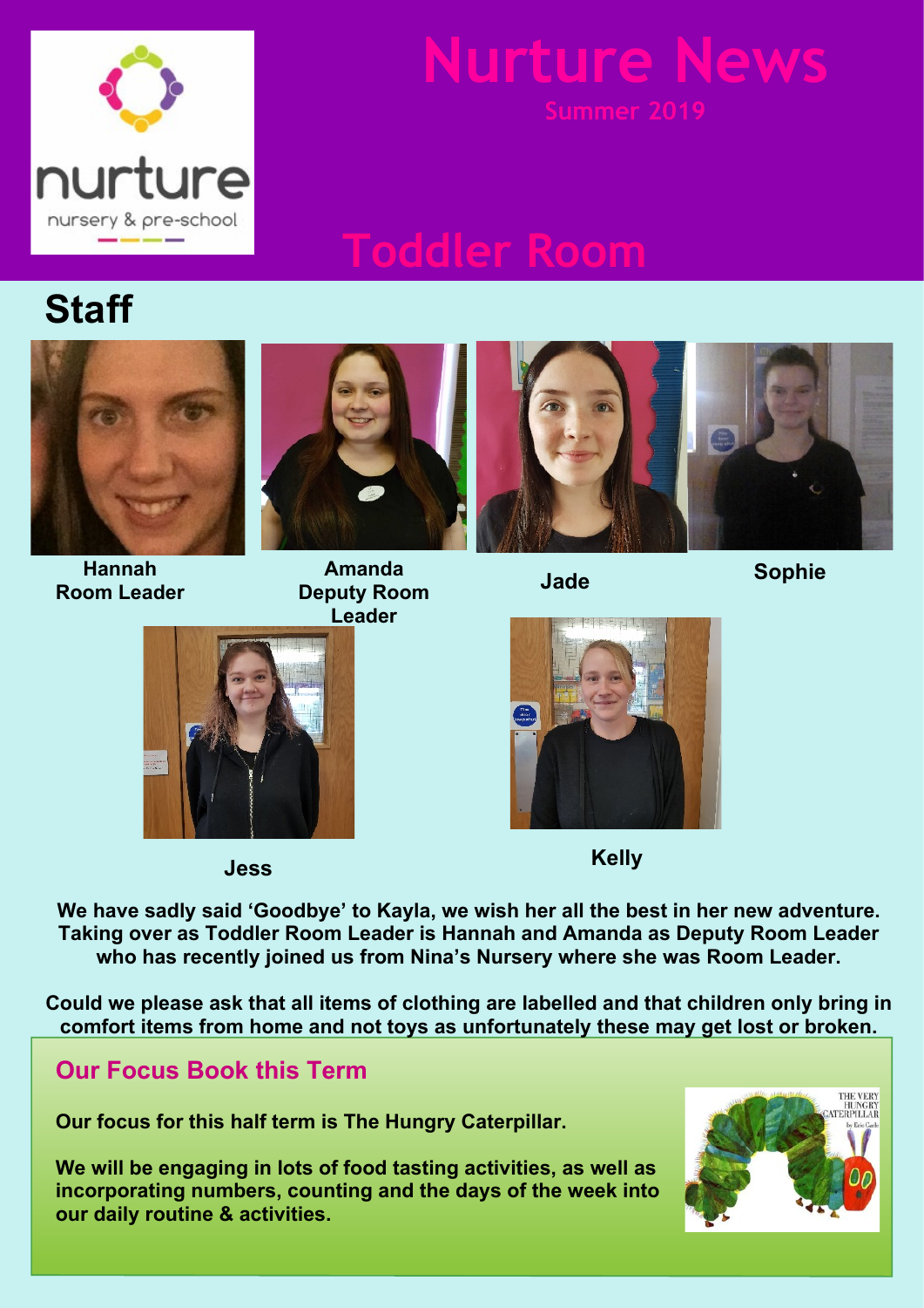# Nurture News

Summer 2019

## Toddler Room

## Staff

**Hannah**
**Room Leader**

**Amanda**
**Deputy Room Leader**

**Jade**

**Sophie**

**Jess**

**Kelly**

**We have sadly said 'Goodbye' to Kayla, we wish her all the best in her new adventure. Taking over as Toddler Room Leader is Hannah and Amanda as Deputy Room Leader who has recently joined us from Nina's Nursery where she was Room Leader.**

**Could we please ask that all items of clothing are labelled and that children only bring in comfort items from home and not toys as unfortunately these may get lost or broken.**

### Our Focus Book this Term

**Our focus for this half term is The Hungry Caterpillar.**

**We will be engaging in lots of food tasting activities, as well as incorporating numbers, counting and the days of the week into our daily routine & activities.**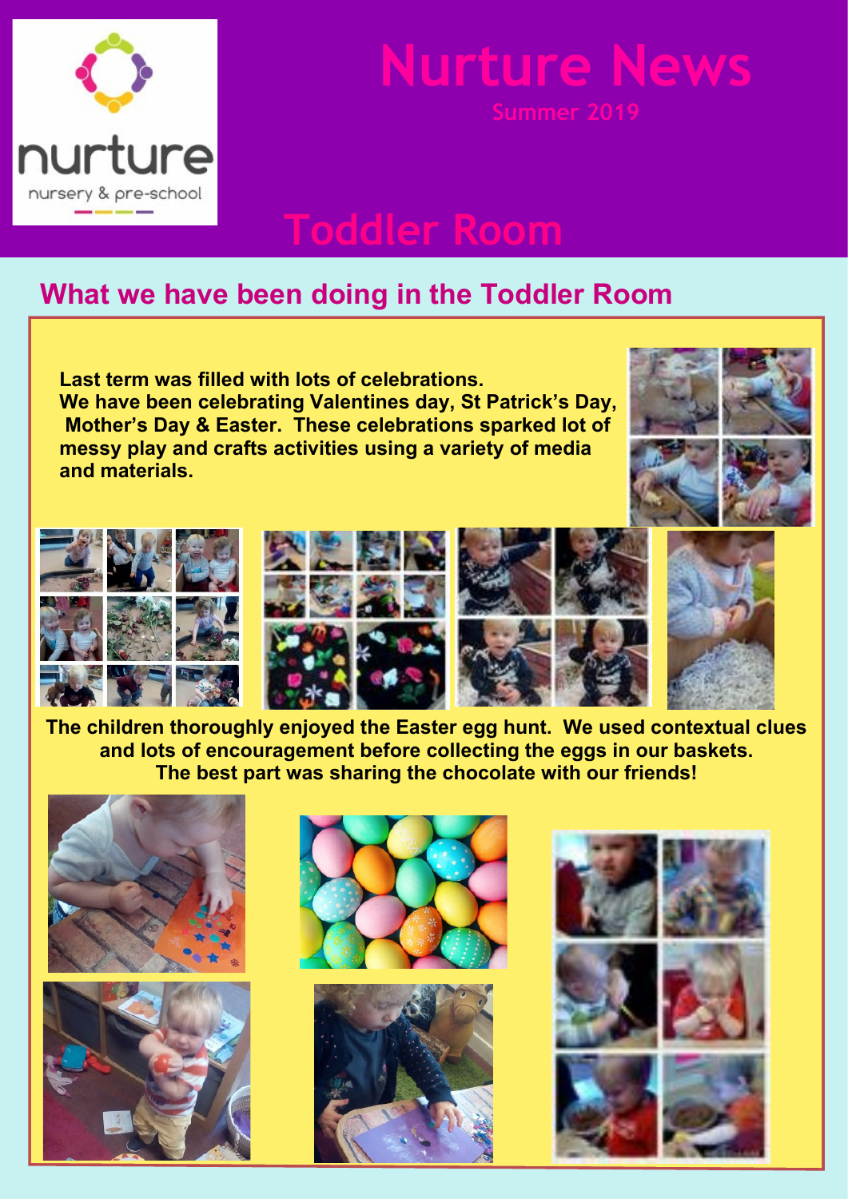nurture

nursery & pre-school

# Nurture News

Summer 2019

# Toddler Room

## What we have been doing in the Toddler Room

**Last term was filled with lots of celebrations.**
**We have been celebrating Valentines day, St Patrick's Day, Mother's Day & Easter. These celebrations sparked lot of messy play and crafts activities using a variety of media and materials.**

**The children thoroughly enjoyed the Easter egg hunt. We used contextual clues and lots of encouragement before collecting the eggs in our baskets. The best part was sharing the chocolate with our friends!**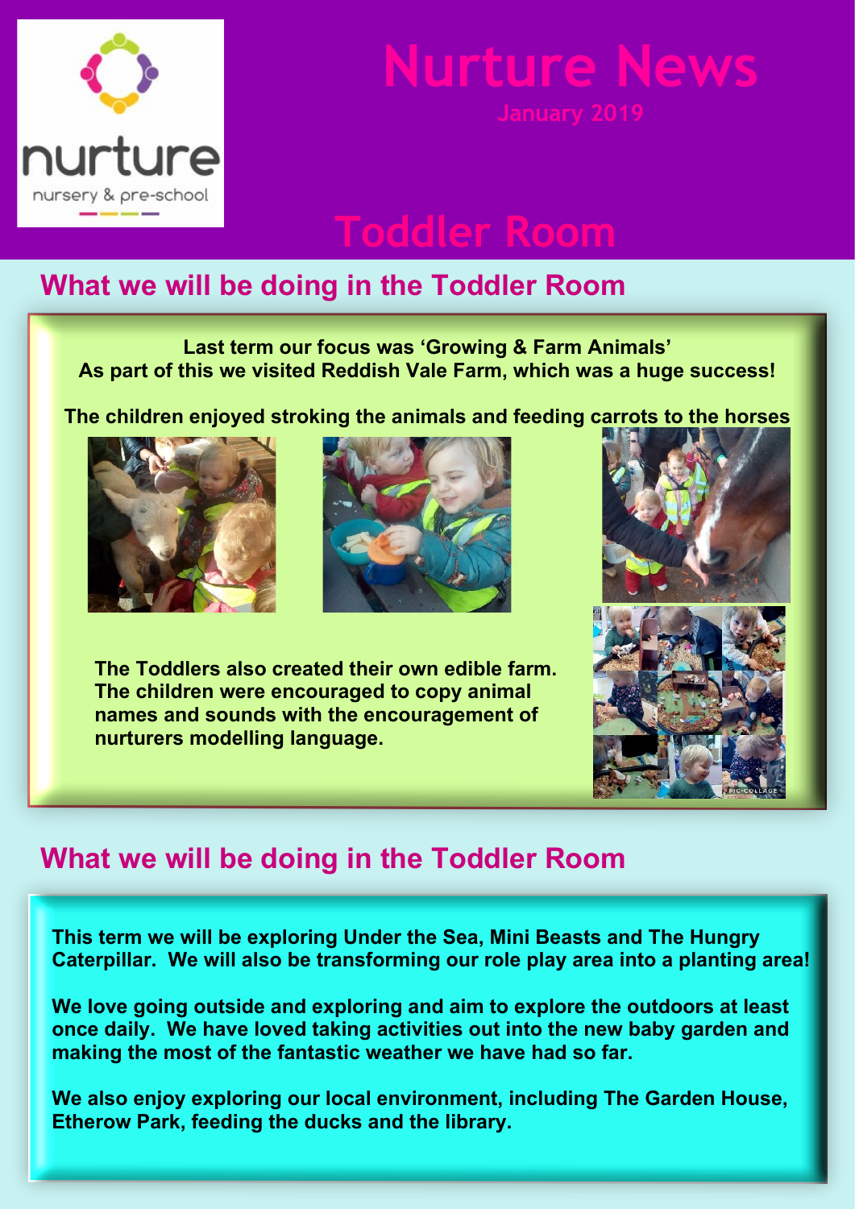nurture

nursery & pre-school

# Nurture News

January 2019

# Toddler Room

## What we will be doing in the Toddler Room

**Last term our focus was 'Growing & Farm Animals'**
**As part of this we visited Reddish Vale Farm, which was a huge success!**

**The children enjoyed stroking the animals and feeding carrots to the horses**

**The Toddlers also created their own edible farm. The children were encouraged to copy animal names and sounds with the encouragement of nurturers modelling language.**

## What we will be doing in the Toddler Room

**This term we will be exploring Under the Sea, Mini Beasts and The Hungry Caterpillar. We will also be transforming our role play area into a planting area!**

**We love going outside and exploring and aim to explore the outdoors at least once daily. We have loved taking activities out into the new baby garden and making the most of the fantastic weather we have had so far.**

**We also enjoy exploring our local environment, including The Garden House, Etherow Park, feeding the ducks and the library.**